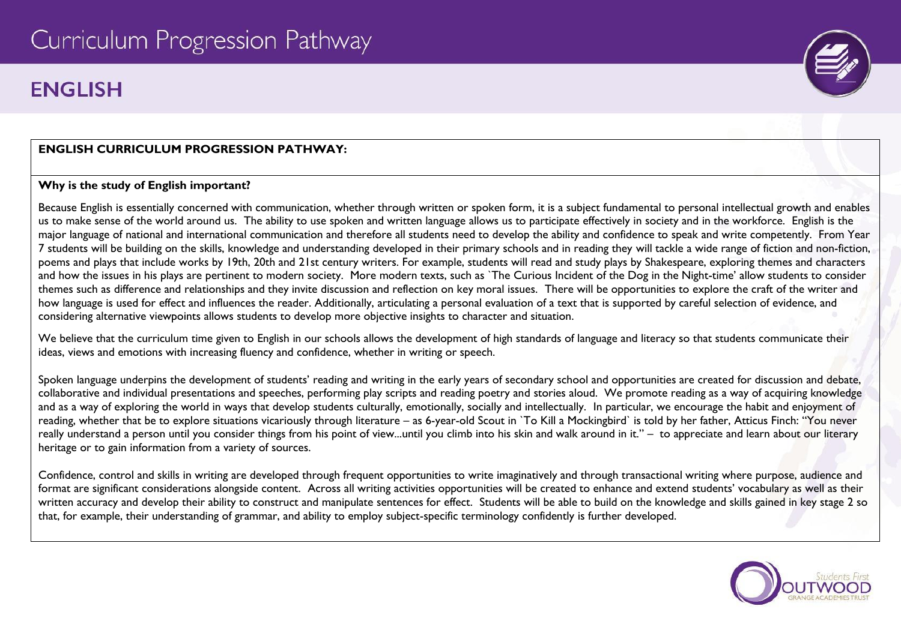# Curriculum Progression Pathway

## ENGLISH

**ENGLISH CURRICULUM PROGRESSION PATHWAY:**

**Why is the study of English important?**

Because English is essentially concerned with communication, whether through written or spoken form, it is a subject fundamental to personal intellectual growth and enables us to make sense of the world around us. The ability to use spoken and written language allows us to participate effectively in society and in the workforce. English is the major language of national and international communication and therefore all students need to develop the ability and confidence to speak and write competently. From Year 7 students will be building on the skills, knowledge and understanding developed in their primary schools and in reading they will tackle a wide range of fiction and non-fiction, poems and plays that include works by 19th, 20th and 21st century writers. For example, students will read and study plays by Shakespeare, exploring themes and characters and how the issues in his plays are pertinent to modern society. More modern texts, such as `The Curious Incident of the Dog in the Night-time' allow students to consider themes such as difference and relationships and they invite discussion and reflection on key moral issues. There will be opportunities to explore the craft of the writer and how language is used for effect and influences the reader. Additionally, articulating a personal evaluation of a text that is supported by careful selection of evidence, and considering alternative viewpoints allows students to develop more objective insights to character and situation.

We believe that the curriculum time given to English in our schools allows the development of high standards of language and literacy so that students communicate their ideas, views and emotions with increasing fluency and confidence, whether in writing or speech.

Spoken language underpins the development of students' reading and writing in the early years of secondary school and opportunities are created for discussion and debate, collaborative and individual presentations and speeches, performing play scripts and reading poetry and stories aloud. We promote reading as a way of acquiring knowledge and as a way of exploring the world in ways that develop students culturally, emotionally, socially and intellectually. In particular, we encourage the habit and enjoyment of reading, whether that be to explore situations vicariously through literature – as 6-year-old Scout in `To Kill a Mockingbird` is told by her father, Atticus Finch: "You never really understand a person until you consider things from his point of view...until you climb into his skin and walk around in it." – to appreciate and learn about our literary heritage or to gain information from a variety of sources.

Confidence, control and skills in writing are developed through frequent opportunities to write imaginatively and through transactional writing where purpose, audience and format are significant considerations alongside content. Across all writing activities opportunities will be created to enhance and extend students' vocabulary as well as their written accuracy and develop their ability to construct and manipulate sentences for effect. Students will be able to build on the knowledge and skills gained in key stage 2 so that, for example, their understanding of grammar, and ability to employ subject-specific terminology confidently is further developed.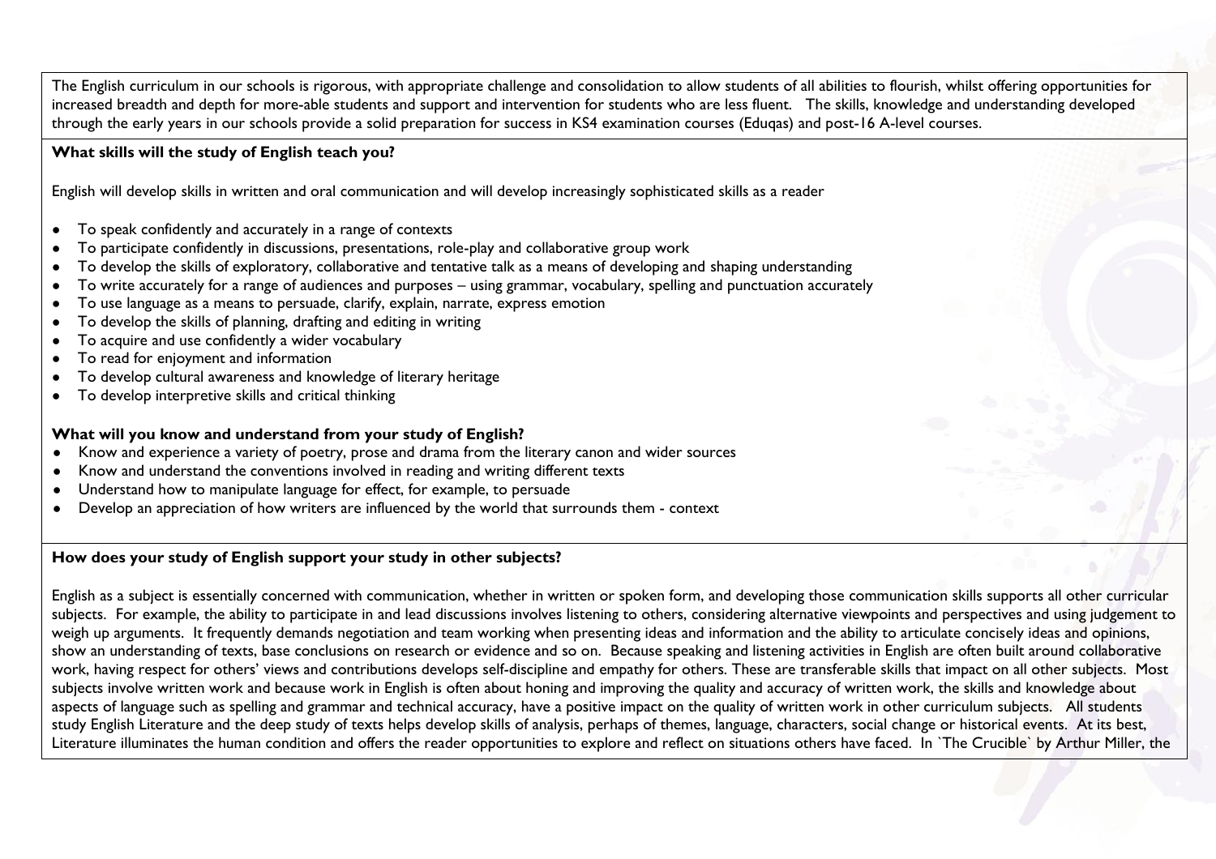The English curriculum in our schools is rigorous, with appropriate challenge and consolidation to allow students of all abilities to flourish, whilst offering opportunities for increased breadth and depth for more-able students and support and intervention for students who are less fluent. The skills, knowledge and understanding developed through the early years in our schools provide a solid preparation for success in KS4 examination courses (Eduqas) and post-16 A-level courses.

**What skills will the study of English teach you?**

English will develop skills in written and oral communication and will develop increasingly sophisticated skills as a reader

- To speak confidently and accurately in a range of contexts
- To participate confidently in discussions, presentations, role-play and collaborative group work
- To develop the skills of exploratory, collaborative and tentative talk as a means of developing and shaping understanding
- To write accurately for a range of audiences and purposes – using grammar, vocabulary, spelling and punctuation accurately
- To use language as a means to persuade, clarify, explain, narrate, express emotion
- To develop the skills of planning, drafting and editing in writing
- To acquire and use confidently a wider vocabulary
- To read for enjoyment and information
- To develop cultural awareness and knowledge of literary heritage
- To develop interpretive skills and critical thinking

**What will you know and understand from your study of English?**

- Know and experience a variety of poetry, prose and drama from the literary canon and wider sources
- Know and understand the conventions involved in reading and writing different texts
- Understand how to manipulate language for effect, for example, to persuade
- Develop an appreciation of how writers are influenced by the world that surrounds them - context

**How does your study of English support your study in other subjects?**

English as a subject is essentially concerned with communication, whether in written or spoken form, and developing those communication skills supports all other curricular subjects. For example, the ability to participate in and lead discussions involves listening to others, considering alternative viewpoints and perspectives and using judgement to weigh up arguments. It frequently demands negotiation and team working when presenting ideas and information and the ability to articulate concisely ideas and opinions, show an understanding of texts, base conclusions on research or evidence and so on. Because speaking and listening activities in English are often built around collaborative work, having respect for others' views and contributions develops self-discipline and empathy for others. These are transferable skills that impact on all other subjects. Most subjects involve written work and because work in English is often about honing and improving the quality and accuracy of written work, the skills and knowledge about aspects of language such as spelling and grammar and technical accuracy, have a positive impact on the quality of written work in other curriculum subjects. All students study English Literature and the deep study of texts helps develop skills of analysis, perhaps of themes, language, characters, social change or historical events. At its best, Literature illuminates the human condition and offers the reader opportunities to explore and reflect on situations others have faced. In `The Crucible` by Arthur Miller, the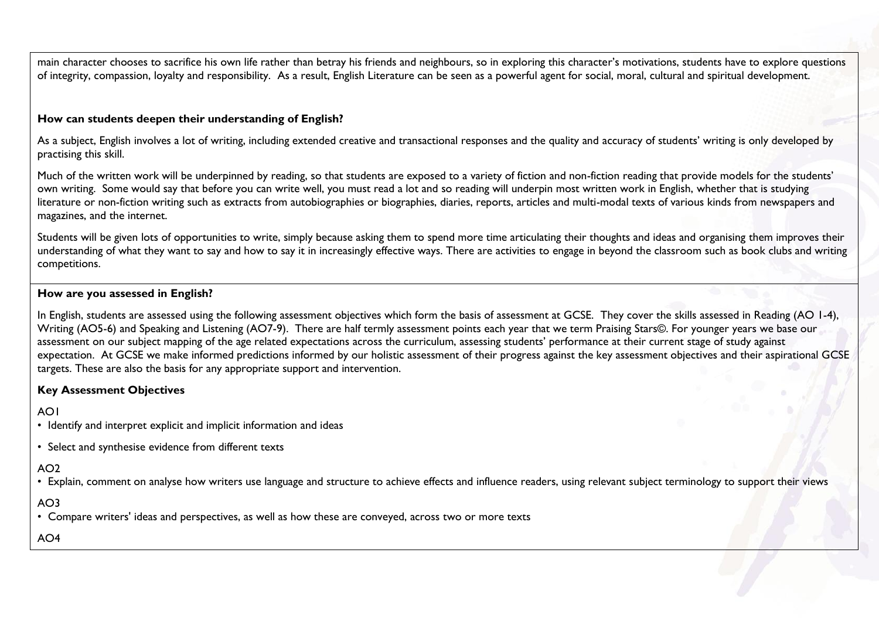main character chooses to sacrifice his own life rather than betray his friends and neighbours, so in exploring this character's motivations, students have to explore questions of integrity, compassion, loyalty and responsibility. As a result, English Literature can be seen as a powerful agent for social, moral, cultural and spiritual development.

**How can students deepen their understanding of English?**

As a subject, English involves a lot of writing, including extended creative and transactional responses and the quality and accuracy of students' writing is only developed by practising this skill.

Much of the written work will be underpinned by reading, so that students are exposed to a variety of fiction and non-fiction reading that provide models for the students' own writing. Some would say that before you can write well, you must read a lot and so reading will underpin most written work in English, whether that is studying literature or non-fiction writing such as extracts from autobiographies or biographies, diaries, reports, articles and multi-modal texts of various kinds from newspapers and magazines, and the internet.

Students will be given lots of opportunities to write, simply because asking them to spend more time articulating their thoughts and ideas and organising them improves their understanding of what they want to say and how to say it in increasingly effective ways. There are activities to engage in beyond the classroom such as book clubs and writing competitions.

**How are you assessed in English?**

In English, students are assessed using the following assessment objectives which form the basis of assessment at GCSE. They cover the skills assessed in Reading (AO 1-4), Writing (AO5-6) and Speaking and Listening (AO7-9). There are half termly assessment points each year that we term Praising Stars©. For younger years we base our assessment on our subject mapping of the age related expectations across the curriculum, assessing students' performance at their current stage of study against expectation. At GCSE we make informed predictions informed by our holistic assessment of their progress against the key assessment objectives and their aspirational GCSE targets. These are also the basis for any appropriate support and intervention.

**Key Assessment Objectives**

AO1

- Identify and interpret explicit and implicit information and ideas
- Select and synthesise evidence from different texts

AO2

- Explain, comment on analyse how writers use language and structure to achieve effects and influence readers, using relevant subject terminology to support their views

AO3

- Compare writers' ideas and perspectives, as well as how these are conveyed, across two or more texts

AO4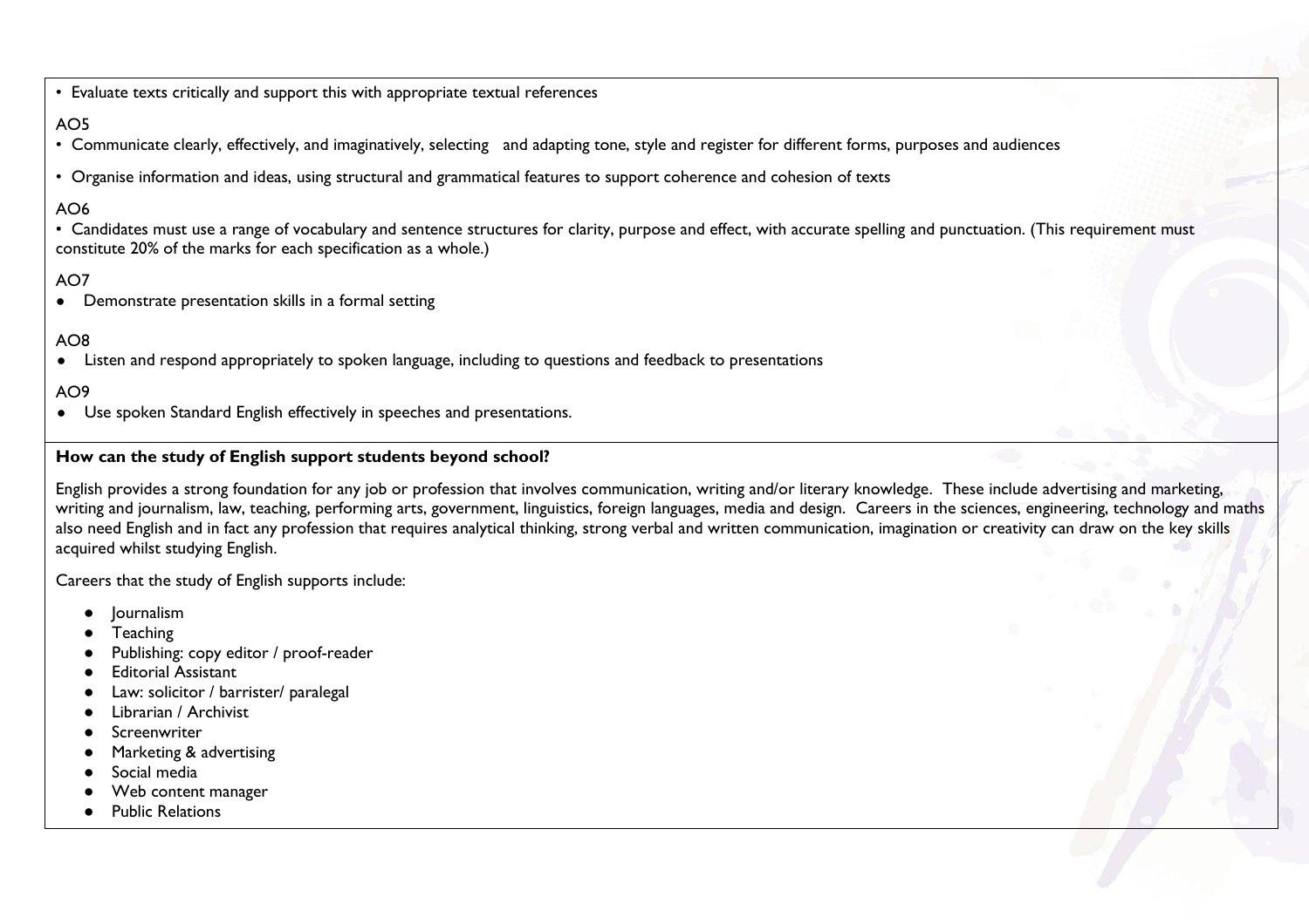• Evaluate texts critically and support this with appropriate textual references

AO5

• Communicate clearly, effectively, and imaginatively, selecting and adapting tone, style and register for different forms, purposes and audiences

• Organise information and ideas, using structural and grammatical features to support coherence and cohesion of texts

AO6

• Candidates must use a range of vocabulary and sentence structures for clarity, purpose and effect, with accurate spelling and punctuation. (This requirement must constitute 20% of the marks for each specification as a whole.)

AO7

- Demonstrate presentation skills in a formal setting

AO8

- Listen and respond appropriately to spoken language, including to questions and feedback to presentations

AO9

- Use spoken Standard English effectively in speeches and presentations.

**How can the study of English support students beyond school?**

English provides a strong foundation for any job or profession that involves communication, writing and/or literary knowledge. These include advertising and marketing, writing and journalism, law, teaching, performing arts, government, linguistics, foreign languages, media and design. Careers in the sciences, engineering, technology and maths also need English and in fact any profession that requires analytical thinking, strong verbal and written communication, imagination or creativity can draw on the key skills acquired whilst studying English.

Careers that the study of English supports include:

- Journalism
- Teaching
- Publishing: copy editor / proof-reader
- Editorial Assistant
- Law: solicitor / barrister/ paralegal
- Librarian / Archivist
- Screenwriter
- Marketing & advertising
- Social media
- Web content manager
- Public Relations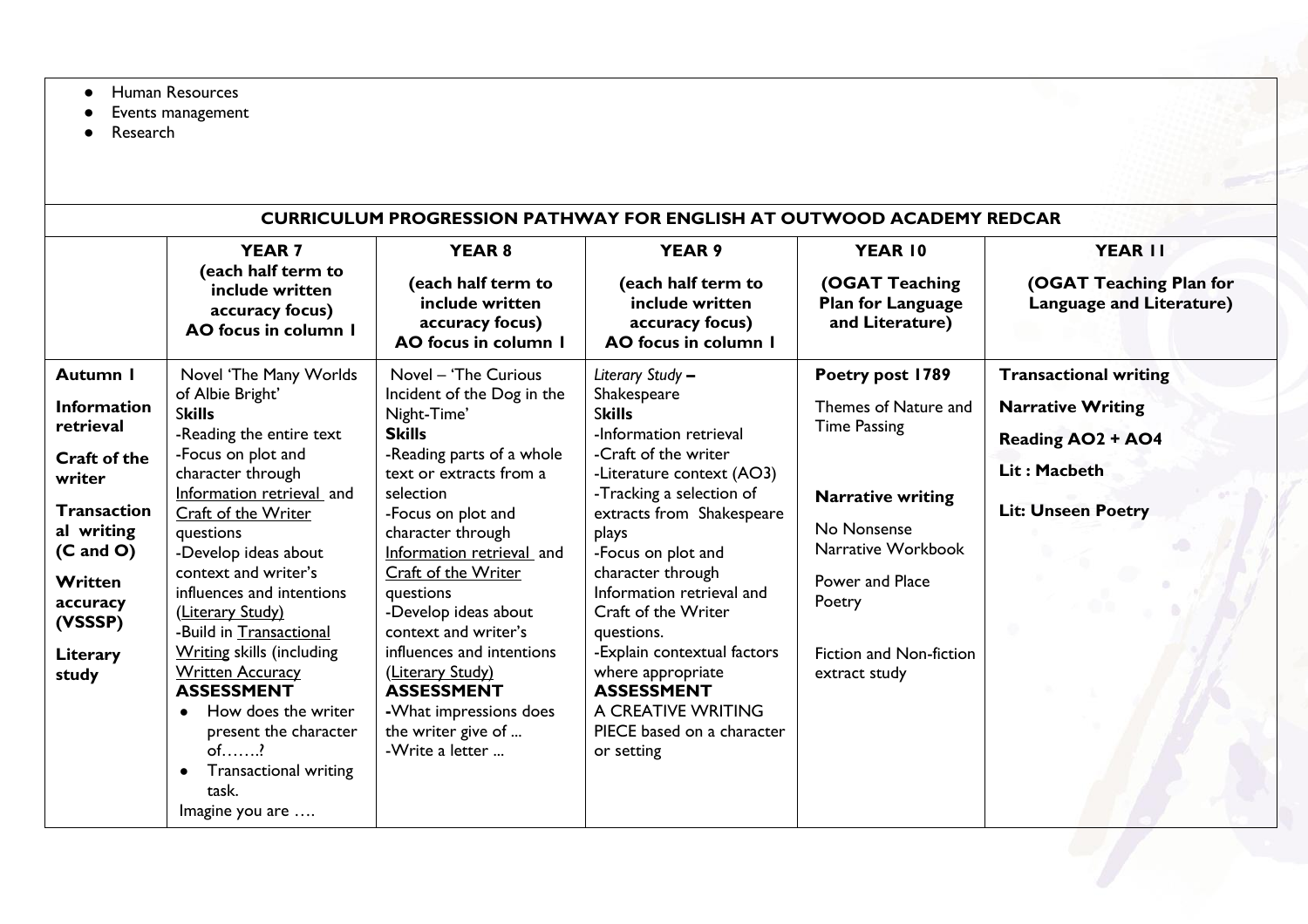- Human Resources
- Events management
- Research

## CURRICULUM PROGRESSION PATHWAY FOR ENGLISH AT OUTWOOD ACADEMY REDCAR

| | **YEAR 7** (each half term to include written accuracy focus) AO focus in column 1 | **YEAR 8** (each half term to include written accuracy focus) AO focus in column 1 | **YEAR 9** (each half term to include written accuracy focus) AO focus in column 1 | **YEAR 10** (OGAT Teaching Plan for Language and Literature) | **YEAR 11** (OGAT Teaching Plan for Language and Literature) |
|---|---|---|---|---|---|
| **Autumn 1**<br><br>**Information retrieval**<br><br>**Craft of the writer**<br><br>**Transactional writing (C and O)**<br><br>**Written accuracy (VSSSP)**<br><br>**Literary study** | Novel 'The Many Worlds of Albie Bright'<br>**Skills**<br>-Reading the entire text<br>-Focus on plot and character through Information retrieval and Craft of the Writer questions<br>-Develop ideas about context and writer's influences and intentions (Literary Study)<br>-Build in Transactional Writing skills (including Written Accuracy<br>**ASSESSMENT**<br>• How does the writer present the character of…….?<br>• Transactional writing task.<br>Imagine you are …. | Novel – 'The Curious Incident of the Dog in the Night-Time'<br>**Skills**<br>-Reading parts of a whole text or extracts from a selection<br>-Focus on plot and character through Information retrieval and Craft of the Writer questions<br>-Develop ideas about context and writer's influences and intentions (Literary Study)<br>**ASSESSMENT**<br>-What impressions does the writer give of ...<br>-Write a letter ... | *Literary Study* – Shakespeare<br>**Skills**<br>-Information retrieval<br>-Craft of the writer<br>-Literature context (AO3)<br>-Tracking a selection of extracts from Shakespeare plays<br>-Focus on plot and character through Information retrieval and Craft of the Writer questions.<br>-Explain contextual factors where appropriate<br>**ASSESSMENT**<br>A CREATIVE WRITING PIECE based on a character or setting | **Poetry post 1789**<br>Themes of Nature and Time Passing<br><br>**Narrative writing**<br>No Nonsense Narrative Workbook<br><br>Power and Place Poetry<br><br>Fiction and Non-fiction extract study | **Transactional writing**<br><br>**Narrative Writing**<br><br>**Reading AO2 + AO4**<br><br>**Lit : Macbeth**<br><br>**Lit: Unseen Poetry** |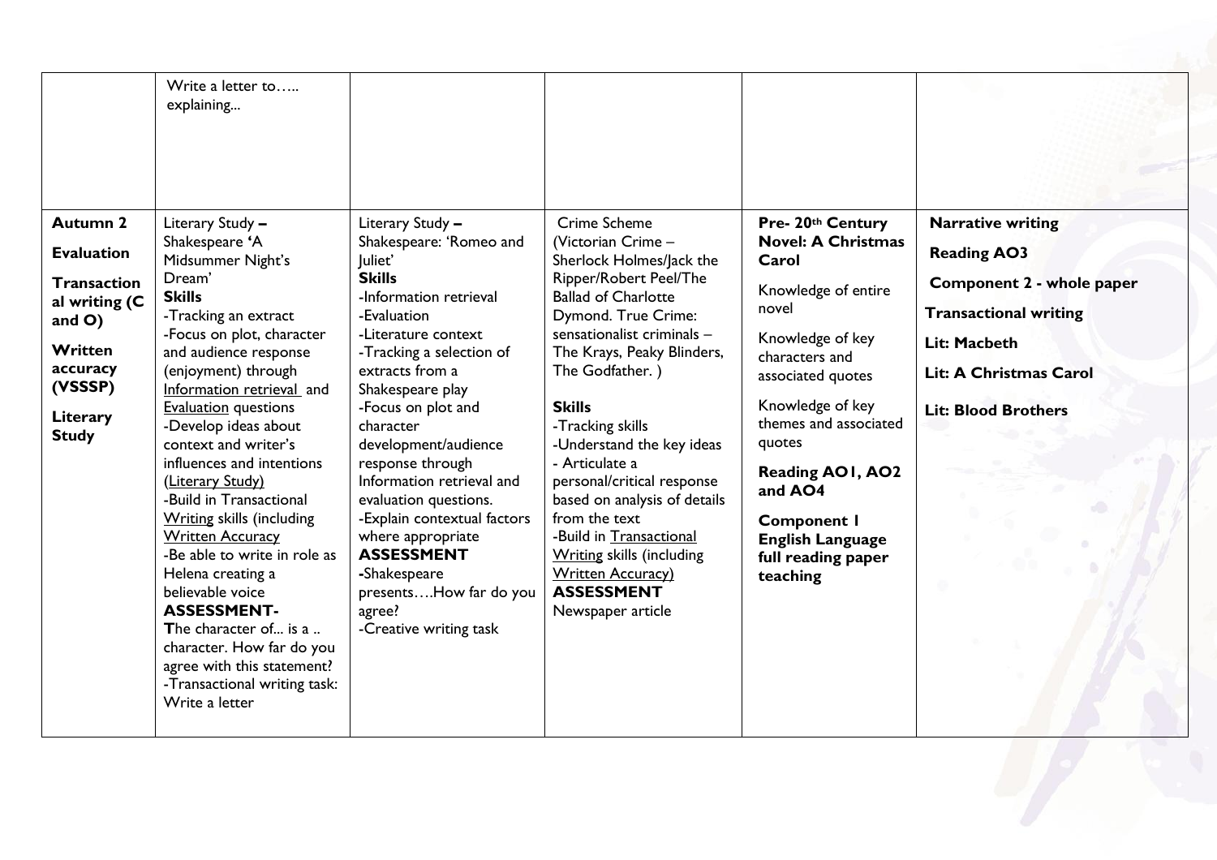| | | | | | |
|---|---|---|---|---|---|
| | Write a letter to….. explaining... | | | | |
| **Autumn 2**<br><br>**Evaluation**<br><br>**Transactional writing (C and O)**<br><br>**Written accuracy (VSSSP)**<br><br>**Literary Study** | Literary Study **–** Shakespeare **'**A Midsummer Night's Dream'<br>**Skills**<br>-Tracking an extract<br>-Focus on plot, character and audience response (enjoyment) through Information retrieval and Evaluation questions<br>-Develop ideas about context and writer's influences and intentions (Literary Study)<br>-Build in Transactional Writing skills (including Written Accuracy<br>-Be able to write in role as Helena creating a believable voice<br>**ASSESSMENT-**<br>**T**he character of... is a .. character. How far do you agree with this statement?<br>-Transactional writing task: Write a letter | Literary Study **–** Shakespeare: 'Romeo and Juliet'<br>**Skills**<br>-Information retrieval<br>-Evaluation<br>-Literature context<br>-Tracking a selection of extracts from a Shakespeare play<br>-Focus on plot and character development/audience response through Information retrieval and evaluation questions.<br>-Explain contextual factors where appropriate<br>**ASSESSMENT**<br>**-**Shakespeare presents….How far do you agree?<br>-Creative writing task | Crime Scheme (Victorian Crime – Sherlock Holmes/Jack the Ripper/Robert Peel/The Ballad of Charlotte Dymond. True Crime: sensationalist criminals – The Krays, Peaky Blinders, The Godfather. )<br><br>**Skills**<br>-Tracking skills<br>-Understand the key ideas<br>- Articulate a personal/critical response based on analysis of details from the text<br>-Build in Transactional Writing skills (including Written Accuracy)<br>**ASSESSMENT**<br>Newspaper article | **Pre- 20th Century Novel: A Christmas Carol**<br><br>Knowledge of entire novel<br><br>Knowledge of key characters and associated quotes<br><br>Knowledge of key themes and associated quotes<br><br>**Reading AO1, AO2 and AO4**<br><br>**Component 1 English Language full reading paper teaching** | **Narrative writing**<br><br>**Reading AO3**<br><br>**Component 2 - whole paper**<br><br>**Transactional writing**<br><br>**Lit: Macbeth**<br><br>**Lit: A Christmas Carol**<br><br>**Lit: Blood Brothers** |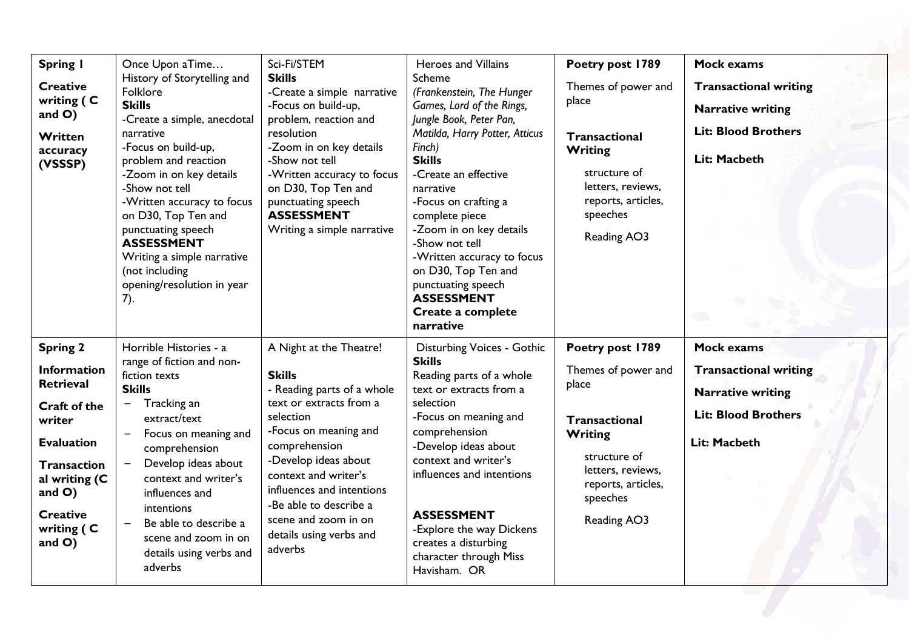| | | | | | |
|---|---|---|---|---|---|
| **Spring 1**<br><br>**Creative writing ( C and O)**<br><br>**Written accuracy (VSSSP)** | Once Upon aTime…<br>History of Storytelling and Folklore<br>**Skills**<br>-Create a simple, anecdotal narrative<br>-Focus on build-up, problem and reaction<br>-Zoom in on key details<br>-Show not tell<br>-Written accuracy to focus on D30, Top Ten and punctuating speech<br>**ASSESSMENT**<br>Writing a simple narrative (not including opening/resolution in year 7). | Sci-Fi/STEM<br>**Skills**<br>-Create a simple narrative<br>-Focus on build-up, problem, reaction and resolution<br>-Zoom in on key details<br>-Show not tell<br>-Written accuracy to focus on D30, Top Ten and punctuating speech<br>**ASSESSMENT**<br>Writing a simple narrative | Heroes and Villains Scheme<br>*(Frankenstein, The Hunger Games, Lord of the Rings, Jungle Book, Peter Pan, Matilda, Harry Potter, Atticus Finch)*<br>**Skills**<br>-Create an effective narrative<br>-Focus on crafting a complete piece<br>-Zoom in on key details<br>-Show not tell<br>-Written accuracy to focus on D30, Top Ten and punctuating speech<br>**ASSESSMENT**<br>**Create a complete narrative** | **Poetry post 1789**<br><br>Themes of power and place<br><br>**Transactional Writing**<br><br>structure of letters, reviews, reports, articles, speeches<br><br>Reading AO3 | **Mock exams**<br><br>**Transactional writing**<br><br>**Narrative writing**<br><br>**Lit: Blood Brothers**<br><br>**Lit: Macbeth** |
| **Spring 2**<br><br>**Information Retrieval**<br><br>**Craft of the writer**<br><br>**Evaluation**<br><br>**Transactional writing (C and O)**<br><br>**Creative writing ( C and O)** | Horrible Histories - a range of fiction and non-fiction texts<br>**Skills**<br>- Tracking an extract/text<br>- Focus on meaning and comprehension<br>- Develop ideas about context and writer's influences and intentions<br>- Be able to describe a scene and zoom in on details using verbs and adverbs | A Night at the Theatre!<br><br>**Skills**<br>- Reading parts of a whole text or extracts from a selection<br>-Focus on meaning and comprehension<br>-Develop ideas about context and writer's influences and intentions<br>-Be able to describe a scene and zoom in on details using verbs and adverbs | Disturbing Voices - Gothic<br>**Skills**<br>Reading parts of a whole text or extracts from a selection<br>-Focus on meaning and comprehension<br>-Develop ideas about context and writer's influences and intentions<br><br>**ASSESSMENT**<br>-Explore the way Dickens creates a disturbing character through Miss Havisham. OR | **Poetry post 1789**<br><br>Themes of power and place<br><br>**Transactional Writing**<br><br>structure of letters, reviews, reports, articles, speeches<br><br>Reading AO3 | **Mock exams**<br><br>**Transactional writing**<br><br>**Narrative writing**<br><br>**Lit: Blood Brothers**<br><br>**Lit: Macbeth** |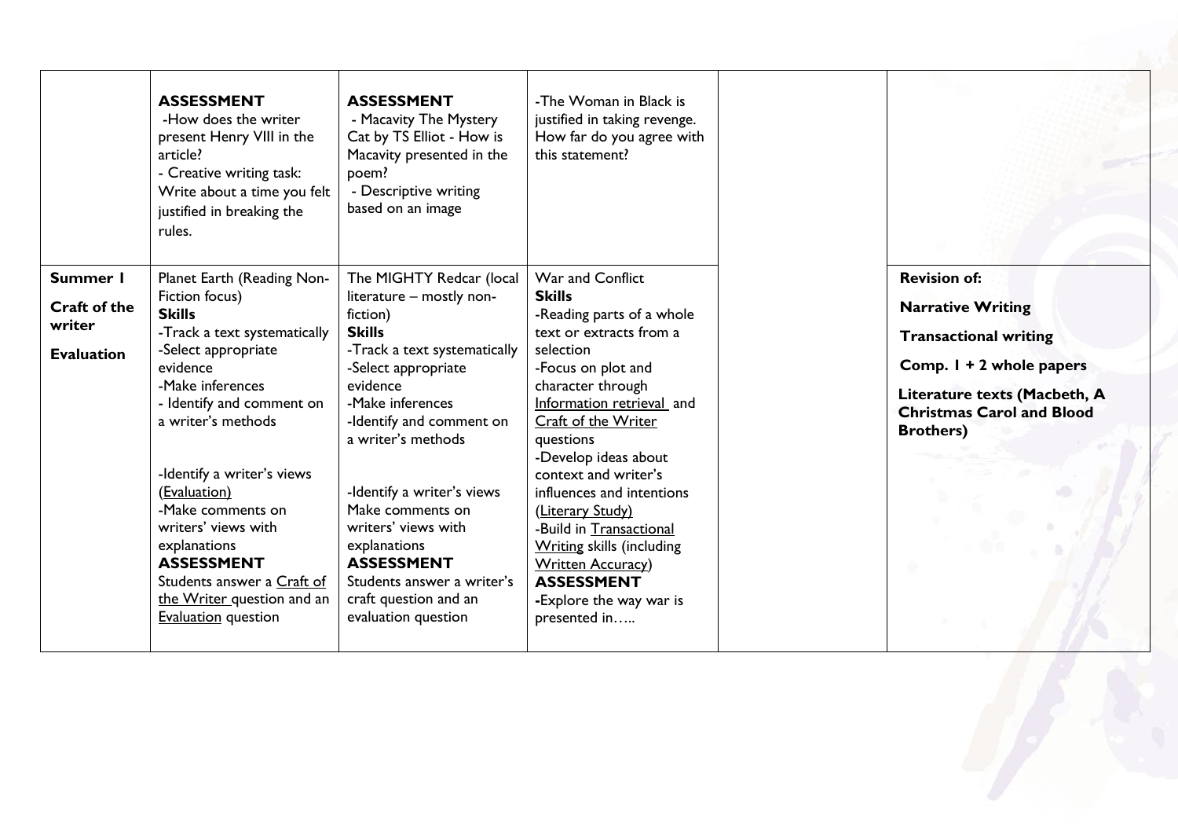| | | | | | |
|---|---|---|---|---|---|
| | **ASSESSMENT**<br>-How does the writer present Henry VIII in the article?<br>- Creative writing task: Write about a time you felt justified in breaking the rules. | **ASSESSMENT**<br>- Macavity The Mystery Cat by TS Elliot - How is Macavity presented in the poem?<br>- Descriptive writing based on an image | -The Woman in Black is justified in taking revenge. How far do you agree with this statement? | | |
| **Summer 1**<br>**Craft of the writer**<br>**Evaluation** | Planet Earth (Reading Non-Fiction focus)<br>**Skills**<br>-Track a text systematically<br>-Select appropriate evidence<br>-Make inferences<br>- Identify and comment on a writer's methods<br><br>-Identify a writer's views (Evaluation)<br>-Make comments on writers' views with explanations<br>**ASSESSMENT**<br>Students answer a Craft of the Writer question and an Evaluation question | The MIGHTY Redcar (local literature – mostly non-fiction)<br>**Skills**<br>-Track a text systematically<br>-Select appropriate evidence<br>-Make inferences<br>-Identify and comment on a writer's methods<br><br>-Identify a writer's views Make comments on writers' views with explanations<br>**ASSESSMENT**<br>Students answer a writer's craft question and an evaluation question | War and Conflict<br>**Skills**<br>-Reading parts of a whole text or extracts from a selection<br>-Focus on plot and character through Information retrieval and Craft of the Writer questions<br>-Develop ideas about context and writer's influences and intentions (Literary Study)<br>-Build in Transactional Writing skills (including Written Accuracy)<br>**ASSESSMENT**<br>-Explore the way war is presented in….. | | **Revision of:**<br>**Narrative Writing**<br>**Transactional writing**<br>**Comp. 1 + 2 whole papers**<br>**Literature texts (Macbeth, A Christmas Carol and Blood Brothers)** |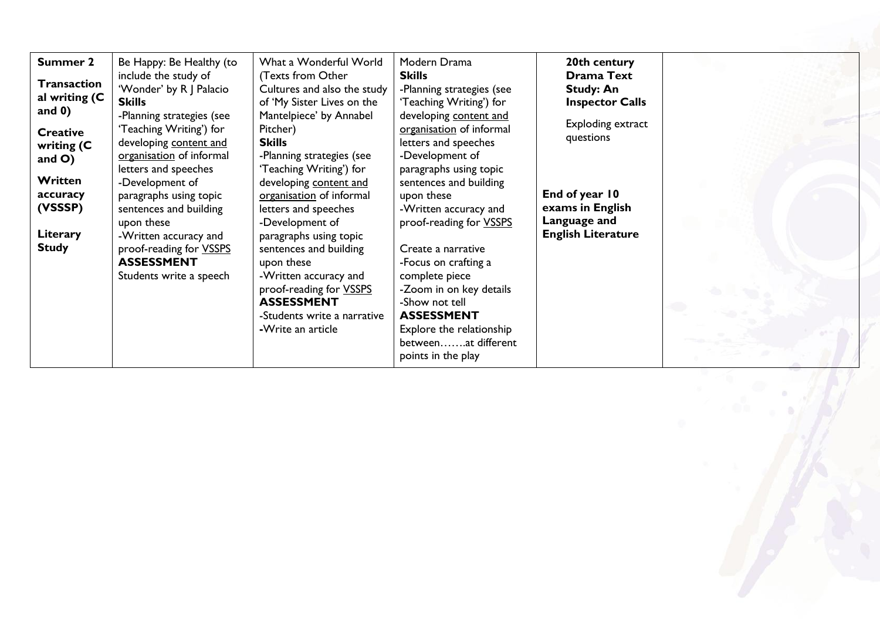| | | | | | |
|---|---|---|---|---|---|
| **Summer 2**<br><br>**Transactional writing (C and 0)**<br><br>**Creative writing (C and O)**<br><br>**Written accuracy (VSSSP)**<br><br>**Literary Study** | Be Happy: Be Healthy (to include the study of 'Wonder' by R J Palacio<br>**Skills**<br>-Planning strategies (see 'Teaching Writing') for developing content and organisation of informal letters and speeches<br>-Development of paragraphs using topic sentences and building upon these<br>-Written accuracy and proof-reading for VSSPS<br>**ASSESSMENT**<br>Students write a speech | What a Wonderful World (Texts from Other Cultures and also the study of 'My Sister Lives on the Mantelpiece' by Annabel Pitcher)<br>**Skills**<br>-Planning strategies (see 'Teaching Writing') for developing content and organisation of informal letters and speeches<br>-Development of paragraphs using topic sentences and building upon these<br>-Written accuracy and proof-reading for VSSPS<br>**ASSESSMENT**<br>-Students write a narrative<br>-Write an article | Modern Drama<br>**Skills**<br>-Planning strategies (see 'Teaching Writing') for developing content and organisation of informal letters and speeches<br>-Development of paragraphs using topic sentences and building upon these<br>-Written accuracy and proof-reading for VSSPS<br><br>Create a narrative<br>-Focus on crafting a complete piece<br>-Zoom in on key details<br>-Show not tell<br>**ASSESSMENT**<br>Explore the relationship between…….at different points in the play | **20th century Drama Text Study: An Inspector Calls**<br><br>Exploding extract questions<br><br>**End of year 10 exams in English Language and English Literature** | |